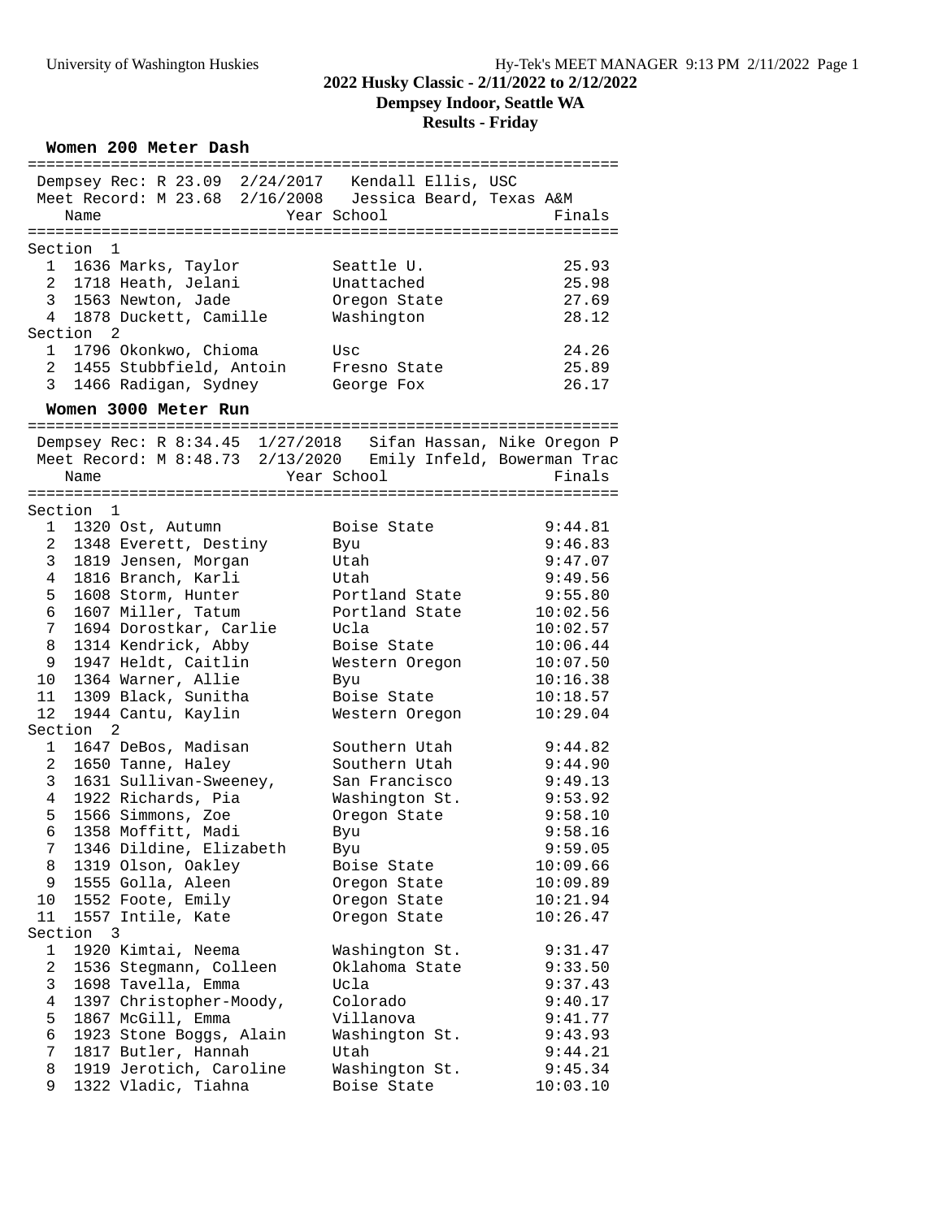# 2022 Husky Classic - 2/11/2022 to 2/12/2022

## Dempsey Indoor, Seattle WA

## Results - Friday

### Women 200 Meter Dash

Dempsey Rec: R 23.09 2/24/2017 Kendall Ellis, USC
Meet Record: M 23.68 2/16/2008 Jessica Beard, Texas A&M

| Place | Name | Year | School | Finals |
|---|---|---|---|---|
| **Section 1** | | | | |
| 1 | 1636 Marks, Taylor | | Seattle U. | 25.93 |
| 2 | 1718 Heath, Jelani | | Unattached | 25.98 |
| 3 | 1563 Newton, Jade | | Oregon State | 27.69 |
| 4 | 1878 Duckett, Camille | | Washington | 28.12 |
| **Section 2** | | | | |
| 1 | 1796 Okonkwo, Chioma | | Usc | 24.26 |
| 2 | 1455 Stubbfield, Antoin | | Fresno State | 25.89 |
| 3 | 1466 Radigan, Sydney | | George Fox | 26.17 |

### Women 3000 Meter Run

Dempsey Rec: R 8:34.45 1/27/2018 Sifan Hassan, Nike Oregon P
Meet Record: M 8:48.73 2/13/2020 Emily Infeld, Bowerman Trac

| Place | Name | Year | School | Finals |
|---|---|---|---|---|
| **Section 1** | | | | |
| 1 | 1320 Ost, Autumn | | Boise State | 9:44.81 |
| 2 | 1348 Everett, Destiny | | Byu | 9:46.83 |
| 3 | 1819 Jensen, Morgan | | Utah | 9:47.07 |
| 4 | 1816 Branch, Karli | | Utah | 9:49.56 |
| 5 | 1608 Storm, Hunter | | Portland State | 9:55.80 |
| 6 | 1607 Miller, Tatum | | Portland State | 10:02.56 |
| 7 | 1694 Dorostkar, Carlie | | Ucla | 10:02.57 |
| 8 | 1314 Kendrick, Abby | | Boise State | 10:06.44 |
| 9 | 1947 Heldt, Caitlin | | Western Oregon | 10:07.50 |
| 10 | 1364 Warner, Allie | | Byu | 10:16.38 |
| 11 | 1309 Black, Sunitha | | Boise State | 10:18.57 |
| 12 | 1944 Cantu, Kaylin | | Western Oregon | 10:29.04 |
| **Section 2** | | | | |
| 1 | 1647 DeBos, Madisan | | Southern Utah | 9:44.82 |
| 2 | 1650 Tanne, Haley | | Southern Utah | 9:44.90 |
| 3 | 1631 Sullivan-Sweeney, | | San Francisco | 9:49.13 |
| 4 | 1922 Richards, Pia | | Washington St. | 9:53.92 |
| 5 | 1566 Simmons, Zoe | | Oregon State | 9:58.10 |
| 6 | 1358 Moffitt, Madi | | Byu | 9:58.16 |
| 7 | 1346 Dildine, Elizabeth | | Byu | 9:59.05 |
| 8 | 1319 Olson, Oakley | | Boise State | 10:09.66 |
| 9 | 1555 Golla, Aleen | | Oregon State | 10:09.89 |
| 10 | 1552 Foote, Emily | | Oregon State | 10:21.94 |
| 11 | 1557 Intile, Kate | | Oregon State | 10:26.47 |
| **Section 3** | | | | |
| 1 | 1920 Kimtai, Neema | | Washington St. | 9:31.47 |
| 2 | 1536 Stegmann, Colleen | | Oklahoma State | 9:33.50 |
| 3 | 1698 Tavella, Emma | | Ucla | 9:37.43 |
| 4 | 1397 Christopher-Moody, | | Colorado | 9:40.17 |
| 5 | 1867 McGill, Emma | | Villanova | 9:41.77 |
| 6 | 1923 Stone Boggs, Alain | | Washington St. | 9:43.93 |
| 7 | 1817 Butler, Hannah | | Utah | 9:44.21 |
| 8 | 1919 Jerotich, Caroline | | Washington St. | 9:45.34 |
| 9 | 1322 Vladic, Tiahna | | Boise State | 10:03.10 |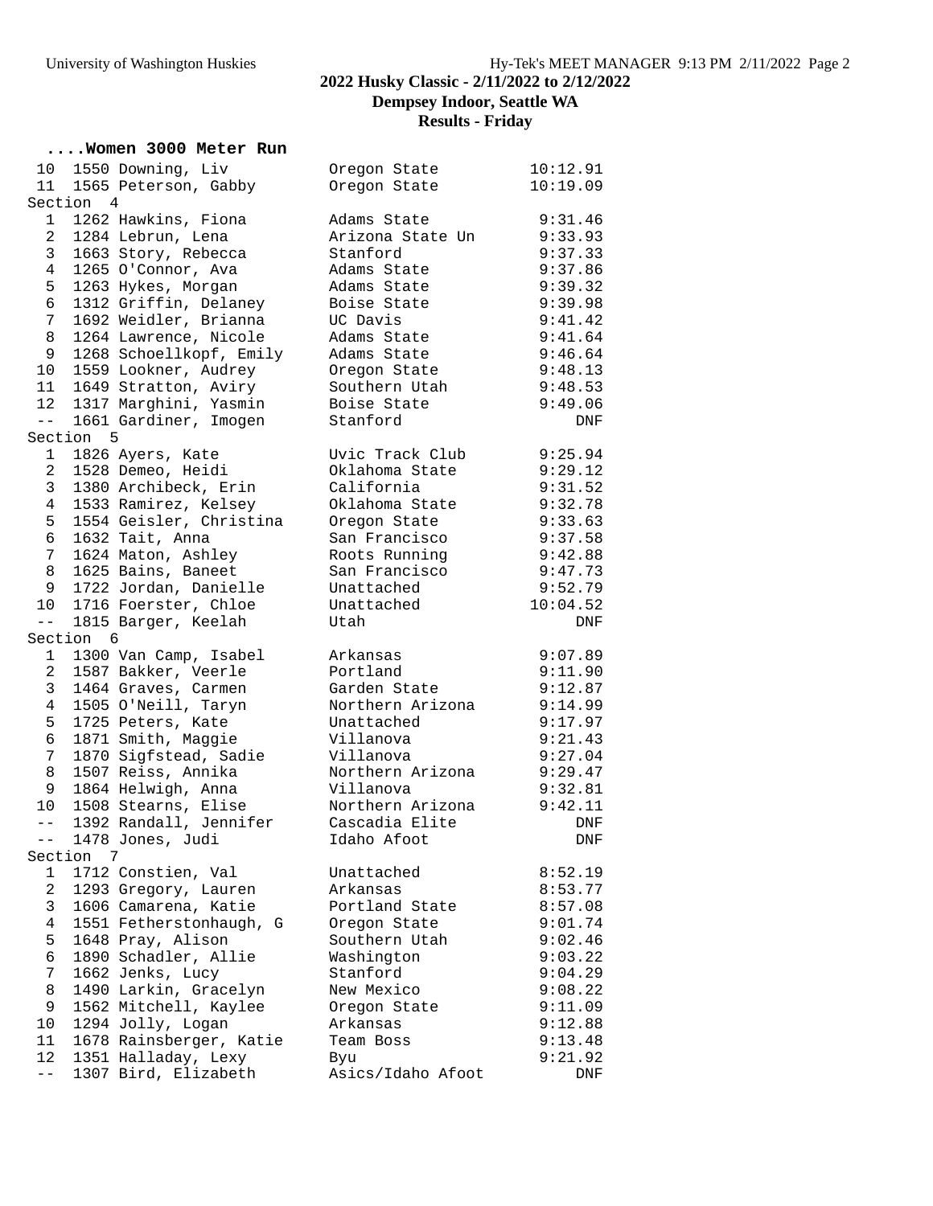2022 Husky Classic - 2/11/2022 to 2/12/2022
Dempsey Indoor, Seattle WA
Results - Friday

## ....Women 3000 Meter Run

| Place | No. | Name | Team | Time |
|---|---|---|---|---|
| 10 | 1550 | Downing, Liv | Oregon State | 10:12.91 |
| 11 | 1565 | Peterson, Gabby | Oregon State | 10:19.09 |

**Section 4**

| Place | No. | Name | Team | Time |
|---|---|---|---|---|
| 1 | 1262 | Hawkins, Fiona | Adams State | 9:31.46 |
| 2 | 1284 | Lebrun, Lena | Arizona State Un | 9:33.93 |
| 3 | 1663 | Story, Rebecca | Stanford | 9:37.33 |
| 4 | 1265 | O'Connor, Ava | Adams State | 9:37.86 |
| 5 | 1263 | Hykes, Morgan | Adams State | 9:39.32 |
| 6 | 1312 | Griffin, Delaney | Boise State | 9:39.98 |
| 7 | 1692 | Weidler, Brianna | UC Davis | 9:41.42 |
| 8 | 1264 | Lawrence, Nicole | Adams State | 9:41.64 |
| 9 | 1268 | Schoellkopf, Emily | Adams State | 9:46.64 |
| 10 | 1559 | Lookner, Audrey | Oregon State | 9:48.13 |
| 11 | 1649 | Stratton, Aviry | Southern Utah | 9:48.53 |
| 12 | 1317 | Marghini, Yasmin | Boise State | 9:49.06 |
| -- | 1661 | Gardiner, Imogen | Stanford | DNF |

**Section 5**

| Place | No. | Name | Team | Time |
|---|---|---|---|---|
| 1 | 1826 | Ayers, Kate | Uvic Track Club | 9:25.94 |
| 2 | 1528 | Demeo, Heidi | Oklahoma State | 9:29.12 |
| 3 | 1380 | Archibeck, Erin | California | 9:31.52 |
| 4 | 1533 | Ramirez, Kelsey | Oklahoma State | 9:32.78 |
| 5 | 1554 | Geisler, Christina | Oregon State | 9:33.63 |
| 6 | 1632 | Tait, Anna | San Francisco | 9:37.58 |
| 7 | 1624 | Maton, Ashley | Roots Running | 9:42.88 |
| 8 | 1625 | Bains, Baneet | San Francisco | 9:47.73 |
| 9 | 1722 | Jordan, Danielle | Unattached | 9:52.79 |
| 10 | 1716 | Foerster, Chloe | Unattached | 10:04.52 |
| -- | 1815 | Barger, Keelah | Utah | DNF |

**Section 6**

| Place | No. | Name | Team | Time |
|---|---|---|---|---|
| 1 | 1300 | Van Camp, Isabel | Arkansas | 9:07.89 |
| 2 | 1587 | Bakker, Veerle | Portland | 9:11.90 |
| 3 | 1464 | Graves, Carmen | Garden State | 9:12.87 |
| 4 | 1505 | O'Neill, Taryn | Northern Arizona | 9:14.99 |
| 5 | 1725 | Peters, Kate | Unattached | 9:17.97 |
| 6 | 1871 | Smith, Maggie | Villanova | 9:21.43 |
| 7 | 1870 | Sigfstead, Sadie | Villanova | 9:27.04 |
| 8 | 1507 | Reiss, Annika | Northern Arizona | 9:29.47 |
| 9 | 1864 | Helwigh, Anna | Villanova | 9:32.81 |
| 10 | 1508 | Stearns, Elise | Northern Arizona | 9:42.11 |
| -- | 1392 | Randall, Jennifer | Cascadia Elite | DNF |
| -- | 1478 | Jones, Judi | Idaho Afoot | DNF |

**Section 7**

| Place | No. | Name | Team | Time |
|---|---|---|---|---|
| 1 | 1712 | Constien, Val | Unattached | 8:52.19 |
| 2 | 1293 | Gregory, Lauren | Arkansas | 8:53.77 |
| 3 | 1606 | Camarena, Katie | Portland State | 8:57.08 |
| 4 | 1551 | Fetherstonhaugh, G | Oregon State | 9:01.74 |
| 5 | 1648 | Pray, Alison | Southern Utah | 9:02.46 |
| 6 | 1890 | Schadler, Allie | Washington | 9:03.22 |
| 7 | 1662 | Jenks, Lucy | Stanford | 9:04.29 |
| 8 | 1490 | Larkin, Gracelyn | New Mexico | 9:08.22 |
| 9 | 1562 | Mitchell, Kaylee | Oregon State | 9:11.09 |
| 10 | 1294 | Jolly, Logan | Arkansas | 9:12.88 |
| 11 | 1678 | Rainsberger, Katie | Team Boss | 9:13.48 |
| 12 | 1351 | Halladay, Lexy | Byu | 9:21.92 |
| -- | 1307 | Bird, Elizabeth | Asics/Idaho Afoot | DNF |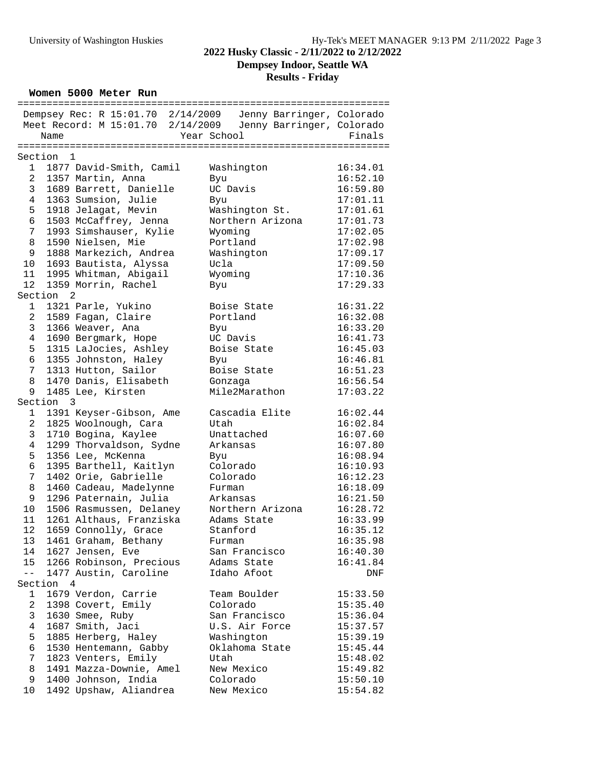**2022 Husky Classic - 2/11/2022 to 2/12/2022**

**Dempsey Indoor, Seattle WA**

**Results - Friday**

### Women 5000 Meter Run

Dempsey Rec: R 15:01.70 2/14/2009 Jenny Barringer, Colorado

Meet Record: M 15:01.70 2/14/2009 Jenny Barringer, Colorado

**Section 1**

| Place | No. | Name | Year | School | Finals |
|---|---|---|---|---|---|
| 1 | 1877 | David-Smith, Camil | | Washington | 16:34.01 |
| 2 | 1357 | Martin, Anna | | Byu | 16:52.10 |
| 3 | 1689 | Barrett, Danielle | | UC Davis | 16:59.80 |
| 4 | 1363 | Sumsion, Julie | | Byu | 17:01.11 |
| 5 | 1918 | Jelagat, Mevin | | Washington St. | 17:01.61 |
| 6 | 1503 | McCaffrey, Jenna | | Northern Arizona | 17:01.73 |
| 7 | 1993 | Simshauser, Kylie | | Wyoming | 17:02.05 |
| 8 | 1590 | Nielsen, Mie | | Portland | 17:02.98 |
| 9 | 1888 | Markezich, Andrea | | Washington | 17:09.17 |
| 10 | 1693 | Bautista, Alyssa | | Ucla | 17:09.50 |
| 11 | 1995 | Whitman, Abigail | | Wyoming | 17:10.36 |
| 12 | 1359 | Morrin, Rachel | | Byu | 17:29.33 |

**Section 2**

| Place | No. | Name | Year | School | Finals |
|---|---|---|---|---|---|
| 1 | 1321 | Parle, Yukino | | Boise State | 16:31.22 |
| 2 | 1589 | Fagan, Claire | | Portland | 16:32.08 |
| 3 | 1366 | Weaver, Ana | | Byu | 16:33.20 |
| 4 | 1690 | Bergmark, Hope | | UC Davis | 16:41.73 |
| 5 | 1315 | LaJocies, Ashley | | Boise State | 16:45.03 |
| 6 | 1355 | Johnston, Haley | | Byu | 16:46.81 |
| 7 | 1313 | Hutton, Sailor | | Boise State | 16:51.23 |
| 8 | 1470 | Danis, Elisabeth | | Gonzaga | 16:56.54 |
| 9 | 1485 | Lee, Kirsten | | Mile2Marathon | 17:03.22 |

**Section 3**

| Place | No. | Name | Year | School | Finals |
|---|---|---|---|---|---|
| 1 | 1391 | Keyser-Gibson, Ame | | Cascadia Elite | 16:02.44 |
| 2 | 1825 | Woolnough, Cara | | Utah | 16:02.84 |
| 3 | 1710 | Bogina, Kaylee | | Unattached | 16:07.60 |
| 4 | 1299 | Thorvaldson, Sydne | | Arkansas | 16:07.80 |
| 5 | 1356 | Lee, McKenna | | Byu | 16:08.94 |
| 6 | 1395 | Barthell, Kaitlyn | | Colorado | 16:10.93 |
| 7 | 1402 | Orie, Gabrielle | | Colorado | 16:12.23 |
| 8 | 1460 | Cadeau, Madelynne | | Furman | 16:18.09 |
| 9 | 1296 | Paternain, Julia | | Arkansas | 16:21.50 |
| 10 | 1506 | Rasmussen, Delaney | | Northern Arizona | 16:28.72 |
| 11 | 1261 | Althaus, Franziska | | Adams State | 16:33.99 |
| 12 | 1659 | Connolly, Grace | | Stanford | 16:35.12 |
| 13 | 1461 | Graham, Bethany | | Furman | 16:35.98 |
| 14 | 1627 | Jensen, Eve | | San Francisco | 16:40.30 |
| 15 | 1266 | Robinson, Precious | | Adams State | 16:41.84 |
| -- | 1477 | Austin, Caroline | | Idaho Afoot | DNF |

**Section 4**

| Place | No. | Name | Year | School | Finals |
|---|---|---|---|---|---|
| 1 | 1679 | Verdon, Carrie | | Team Boulder | 15:33.50 |
| 2 | 1398 | Covert, Emily | | Colorado | 15:35.40 |
| 3 | 1630 | Smee, Ruby | | San Francisco | 15:36.04 |
| 4 | 1687 | Smith, Jaci | | U.S. Air Force | 15:37.57 |
| 5 | 1885 | Herberg, Haley | | Washington | 15:39.19 |
| 6 | 1530 | Hentemann, Gabby | | Oklahoma State | 15:45.44 |
| 7 | 1823 | Venters, Emily | | Utah | 15:48.02 |
| 8 | 1491 | Mazza-Downie, Amel | | New Mexico | 15:49.82 |
| 9 | 1400 | Johnson, India | | Colorado | 15:50.10 |
| 10 | 1492 | Upshaw, Aliandrea | | New Mexico | 15:54.82 |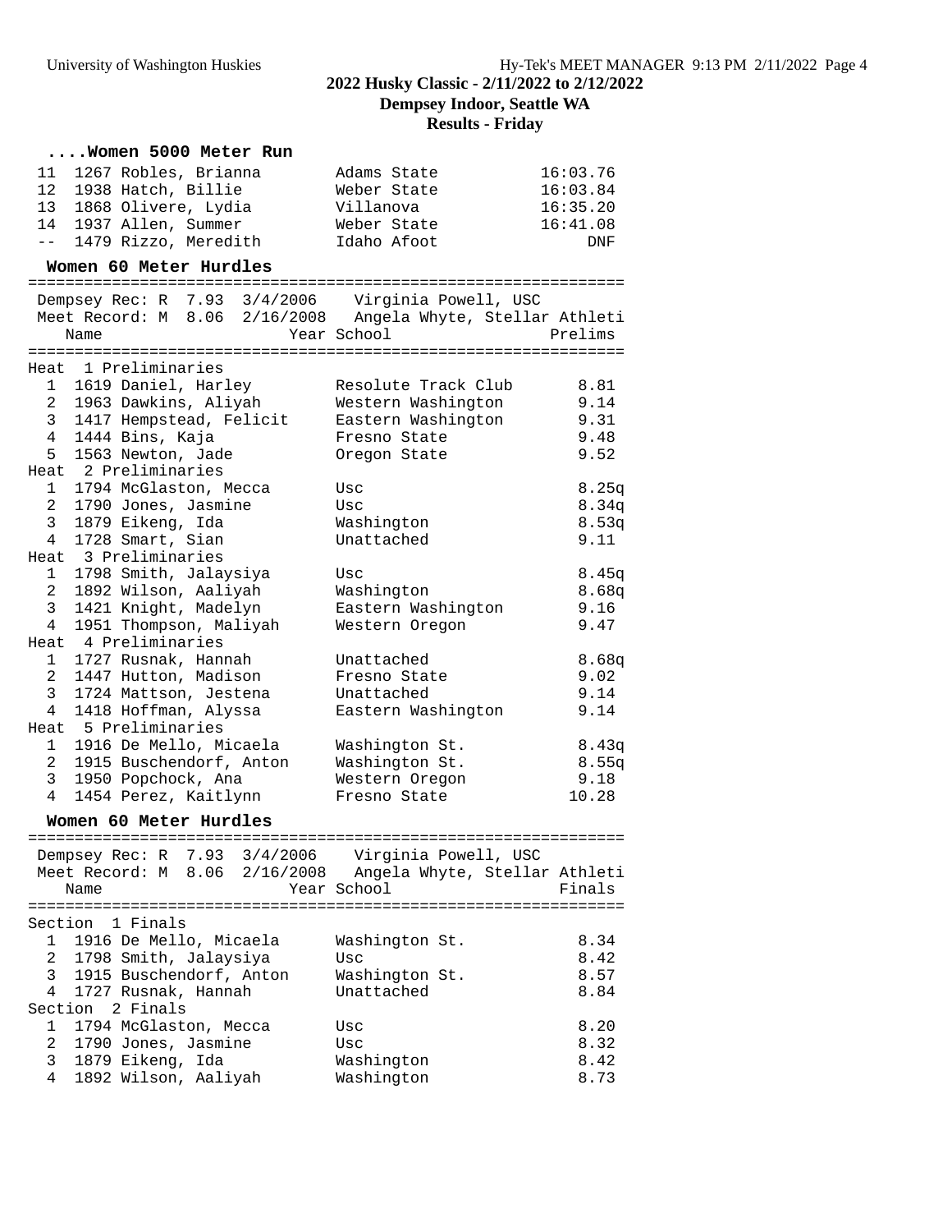## 2022 Husky Classic - 2/11/2022 to 2/12/2022

**Dempsey Indoor, Seattle WA**

**Results - Friday**

### ....Women 5000 Meter Run

| Place | # | Name | School | Time |
|---|---|---|---|---|
| 11 | 1267 | Robles, Brianna | Adams State | 16:03.76 |
| 12 | 1938 | Hatch, Billie | Weber State | 16:03.84 |
| 13 | 1868 | Olivere, Lydia | Villanova | 16:35.20 |
| 14 | 1937 | Allen, Summer | Weber State | 16:41.08 |
| -- | 1479 | Rizzo, Meredith | Idaho Afoot | DNF |

### Women 60 Meter Hurdles

Dempsey Rec: R 7.93 3/4/2006 Virginia Powell, USC
Meet Record: M 8.06 2/16/2008 Angela Whyte, Stellar Athleti

| Place | # | Name | Year | School | Prelims |
|---|---|---|---|---|---|
| **Heat 1 Preliminaries** | | | | | |
| 1 | 1619 | Daniel, Harley | | Resolute Track Club | 8.81 |
| 2 | 1963 | Dawkins, Aliyah | | Western Washington | 9.14 |
| 3 | 1417 | Hempstead, Felicit | | Eastern Washington | 9.31 |
| 4 | 1444 | Bins, Kaja | | Fresno State | 9.48 |
| 5 | 1563 | Newton, Jade | | Oregon State | 9.52 |
| **Heat 2 Preliminaries** | | | | | |
| 1 | 1794 | McGlaston, Mecca | | Usc | 8.25q |
| 2 | 1790 | Jones, Jasmine | | Usc | 8.34q |
| 3 | 1879 | Eikeng, Ida | | Washington | 8.53q |
| 4 | 1728 | Smart, Sian | | Unattached | 9.11 |
| **Heat 3 Preliminaries** | | | | | |
| 1 | 1798 | Smith, Jalaysiya | | Usc | 8.45q |
| 2 | 1892 | Wilson, Aaliyah | | Washington | 8.68q |
| 3 | 1421 | Knight, Madelyn | | Eastern Washington | 9.16 |
| 4 | 1951 | Thompson, Maliyah | | Western Oregon | 9.47 |
| **Heat 4 Preliminaries** | | | | | |
| 1 | 1727 | Rusnak, Hannah | | Unattached | 8.68q |
| 2 | 1447 | Hutton, Madison | | Fresno State | 9.02 |
| 3 | 1724 | Mattson, Jestena | | Unattached | 9.14 |
| 4 | 1418 | Hoffman, Alyssa | | Eastern Washington | 9.14 |
| **Heat 5 Preliminaries** | | | | | |
| 1 | 1916 | De Mello, Micaela | | Washington St. | 8.43q |
| 2 | 1915 | Buschendorf, Anton | | Washington St. | 8.55q |
| 3 | 1950 | Popchock, Ana | | Western Oregon | 9.18 |
| 4 | 1454 | Perez, Kaitlynn | | Fresno State | 10.28 |

### Women 60 Meter Hurdles

Dempsey Rec: R 7.93 3/4/2006 Virginia Powell, USC
Meet Record: M 8.06 2/16/2008 Angela Whyte, Stellar Athleti

| Place | # | Name | Year | School | Finals |
|---|---|---|---|---|---|
| **Section 1 Finals** | | | | | |
| 1 | 1916 | De Mello, Micaela | | Washington St. | 8.34 |
| 2 | 1798 | Smith, Jalaysiya | | Usc | 8.42 |
| 3 | 1915 | Buschendorf, Anton | | Washington St. | 8.57 |
| 4 | 1727 | Rusnak, Hannah | | Unattached | 8.84 |
| **Section 2 Finals** | | | | | |
| 1 | 1794 | McGlaston, Mecca | | Usc | 8.20 |
| 2 | 1790 | Jones, Jasmine | | Usc | 8.32 |
| 3 | 1879 | Eikeng, Ida | | Washington | 8.42 |
| 4 | 1892 | Wilson, Aaliyah | | Washington | 8.73 |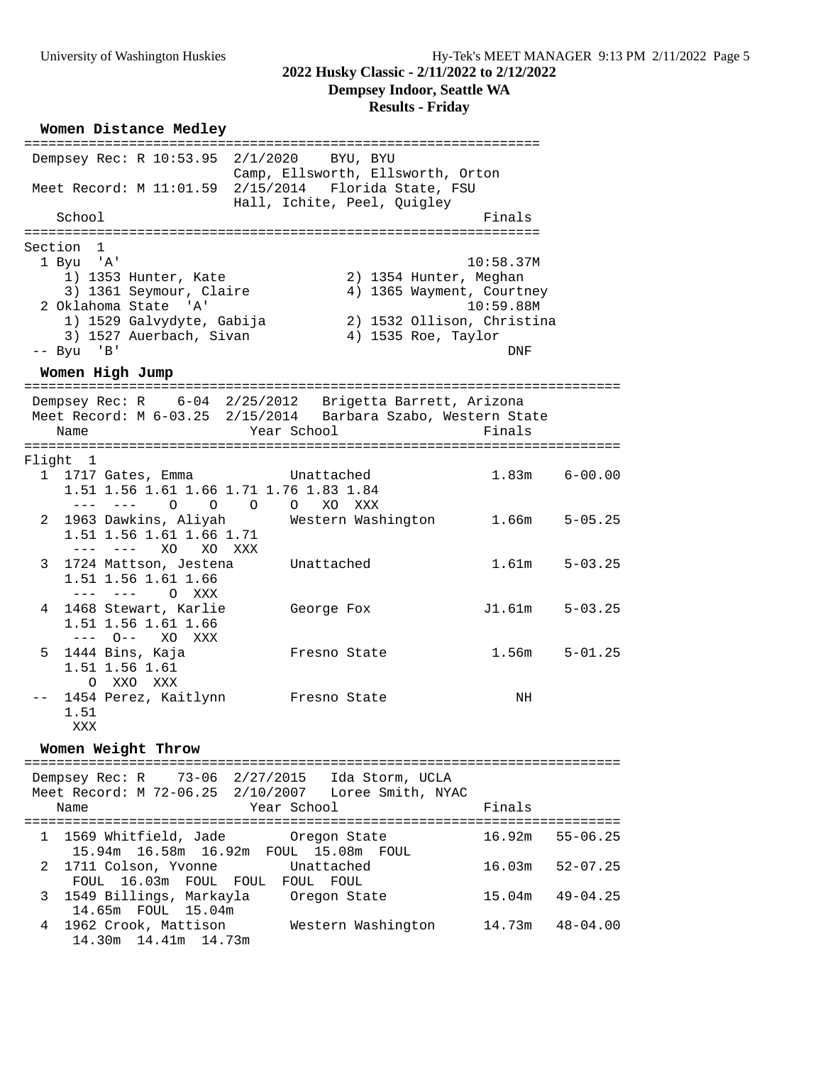## 2022 Husky Classic - 2/11/2022 to 2/12/2022

**Dempsey Indoor, Seattle WA**

**Results - Friday**

### Women Distance Medley

```
================================================================
 Dempsey Rec: R 10:53.95  2/1/2020    BYU, BYU
                          Camp, Ellsworth, Ellsworth, Orton
 Meet Record: M 11:01.59  2/15/2014   Florida State, FSU
                          Hall, Ichite, Peel, Quigley
    School                                               Finals
================================================================
Section  1
  1 Byu  'A'                                           10:58.37M
     1) 1353 Hunter, Kate              2) 1354 Hunter, Meghan
     3) 1361 Seymour, Claire           4) 1365 Wayment, Courtney
  2 Oklahoma State  'A'                                10:59.88M
     1) 1529 Galvydyte, Gabija         2) 1532 Ollison, Christina
     3) 1527 Auerbach, Sivan           4) 1535 Roe, Taylor
 -- Byu  'B'                                                 DNF
```

### Women High Jump

```
=========================================================================
 Dempsey Rec: R    6-04  2/25/2012   Brigetta Barrett, Arizona
 Meet Record: M 6-03.25  2/15/2014   Barbara Szabo, Western State
    Name                    Year School                  Finals
=========================================================================
Flight  1
  1  1717 Gates, Emma           Unattached               1.83m    6-00.00
     1.51 1.56 1.61 1.66 1.71 1.76 1.83 1.84
      ---  ---    O    O    O    O   XO  XXX
  2  1963 Dawkins, Aliyah       Western Washington       1.66m    5-05.25
     1.51 1.56 1.61 1.66 1.71
      ---  ---   XO   XO  XXX
  3  1724 Mattson, Jestena      Unattached               1.61m    5-03.25
     1.51 1.56 1.61 1.66
      ---  ---    O  XXX
  4  1468 Stewart, Karlie       George Fox              J1.61m    5-03.25
     1.51 1.56 1.61 1.66
      ---  O--   XO  XXX
  5  1444 Bins, Kaja            Fresno State             1.56m    5-01.25
     1.51 1.56 1.61
        O  XXO  XXX
 --  1454 Perez, Kaitlynn       Fresno State                NH
     1.51
      XXX
```

### Women Weight Throw

```
=========================================================================
 Dempsey Rec: R    73-06  2/27/2015   Ida Storm, UCLA
 Meet Record: M 72-06.25  2/10/2007   Loree Smith, NYAC
    Name                    Year School                  Finals
=========================================================================
  1  1569 Whitfield, Jade       Oregon State            16.92m   55-06.25
      15.94m  16.58m  16.92m  FOUL  15.08m  FOUL
  2  1711 Colson, Yvonne        Unattached              16.03m   52-07.25
      FOUL  16.03m  FOUL  FOUL  FOUL  FOUL
  3  1549 Billings, Markayla    Oregon State            15.04m   49-04.25
      14.65m  FOUL  15.04m
  4  1962 Crook, Mattison       Western Washington      14.73m   48-04.00
      14.30m  14.41m  14.73m
```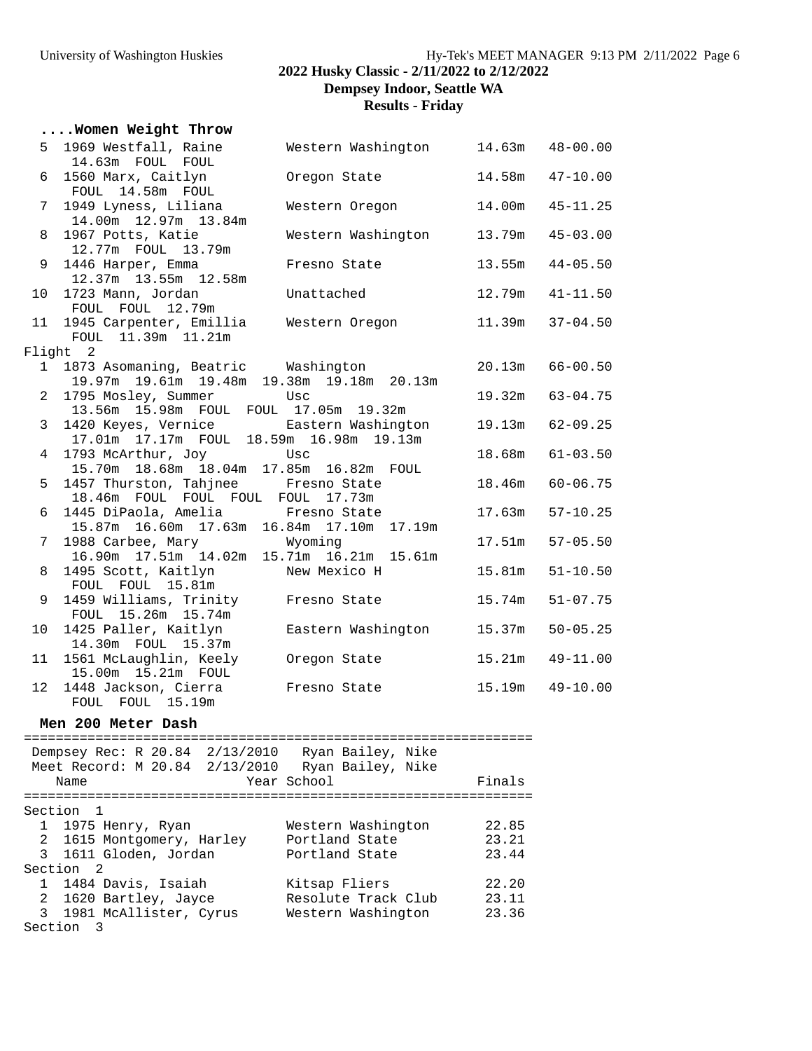### ....Women Weight Throw

```
  5 1969 Westfall, Raine        Western Washington     14.63m   48-00.00
      14.63m  FOUL  FOUL
  6 1560 Marx, Caitlyn          Oregon State           14.58m   47-10.00
      FOUL  14.58m  FOUL
  7 1949 Lyness, Liliana        Western Oregon         14.00m   45-11.25
      14.00m  12.97m  13.84m
  8 1967 Potts, Katie           Western Washington     13.79m   45-03.00
      12.77m  FOUL  13.79m
  9 1446 Harper, Emma           Fresno State           13.55m   44-05.50
      12.37m  13.55m  12.58m
 10 1723 Mann, Jordan           Unattached             12.79m   41-11.50
      FOUL  FOUL  12.79m
 11 1945 Carpenter, Emillia     Western Oregon         11.39m   37-04.50
      FOUL  11.39m  11.21m
Flight  2
  1 1873 Asomaning, Beatric     Washington             20.13m   66-00.50
      19.97m  19.61m  19.48m  19.38m  19.18m  20.13m
  2 1795 Mosley, Summer         Usc                    19.32m   63-04.75
      13.56m  15.98m  FOUL  FOUL  17.05m  19.32m
  3 1420 Keyes, Vernice         Eastern Washington     19.13m   62-09.25
      17.01m  17.17m  FOUL  18.59m  16.98m  19.13m
  4 1793 McArthur, Joy          Usc                    18.68m   61-03.50
      15.70m  18.68m  18.04m  17.85m  16.82m  FOUL
  5 1457 Thurston, Tahjnee      Fresno State           18.46m   60-06.75
      18.46m  FOUL  FOUL  FOUL  17.73m
  6 1445 DiPaola, Amelia        Fresno State           17.63m   57-10.25
      15.87m  16.60m  17.63m  16.84m  17.10m  17.19m
  7 1988 Carbee, Mary           Wyoming                17.51m   57-05.50
      16.90m  17.51m  14.02m  15.71m  16.21m  15.61m
  8 1495 Scott, Kaitlyn         New Mexico H           15.81m   51-10.50
      FOUL  FOUL  15.81m
  9 1459 Williams, Trinity      Fresno State           15.74m   51-07.75
      FOUL  15.26m  15.74m
 10 1425 Paller, Kaitlyn        Eastern Washington     15.37m   50-05.25
      14.30m  FOUL  15.37m
 11 1561 McLaughlin, Keely      Oregon State           15.21m   49-11.00
      15.00m  15.21m  FOUL
 12 1448 Jackson, Cierra        Fresno State           15.19m   49-10.00
      FOUL  FOUL  15.19m
```

### Men 200 Meter Dash

```
================================================================
 Dempsey Rec: R 20.84  2/13/2010   Ryan Bailey, Nike            
 Meet Record: M 20.84  2/13/2010   Ryan Bailey, Nike            
    Name                    Year School                  Finals 
================================================================
Section  1
  1 1975 Henry, Ryan            Western Washington       22.85  
  2 1615 Montgomery, Harley     Portland State           23.21  
  3 1611 Gloden, Jordan         Portland State           23.44  
Section  2
  1 1484 Davis, Isaiah          Kitsap Fliers            22.20  
  2 1620 Bartley, Jayce         Resolute Track Club      23.11  
  3 1981 McAllister, Cyrus      Western Washington       23.36  
Section  3
```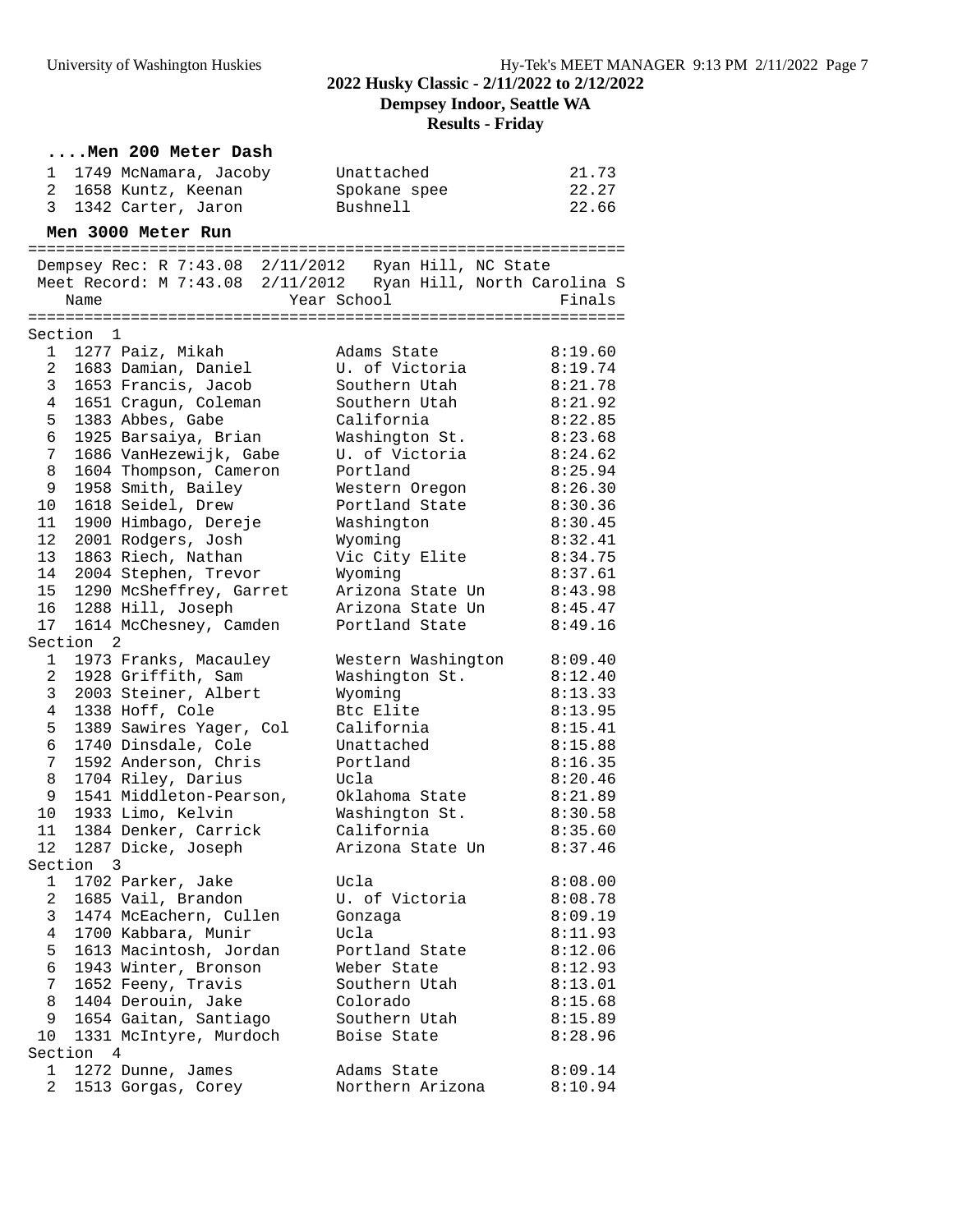## 2022 Husky Classic - 2/11/2022 to 2/12/2022

**Dempsey Indoor, Seattle WA**

**Results - Friday**

### ....Men 200 Meter Dash

| Place | Name | School | Finals |
|---|---|---|---|
| 1 | 1749 McNamara, Jacoby | Unattached | 21.73 |
| 2 | 1658 Kuntz, Keenan | Spokane spee | 22.27 |
| 3 | 1342 Carter, Jaron | Bushnell | 22.66 |

### Men 3000 Meter Run

Dempsey Rec: R 7:43.08 2/11/2012 Ryan Hill, NC State

Meet Record: M 7:43.08 2/11/2012 Ryan Hill, North Carolina S

**Section 1**

| Place | Name | Year School | Finals |
|---|---|---|---|
| 1 | 1277 Paiz, Mikah | Adams State | 8:19.60 |
| 2 | 1683 Damian, Daniel | U. of Victoria | 8:19.74 |
| 3 | 1653 Francis, Jacob | Southern Utah | 8:21.78 |
| 4 | 1651 Cragun, Coleman | Southern Utah | 8:21.92 |
| 5 | 1383 Abbes, Gabe | California | 8:22.85 |
| 6 | 1925 Barsaiya, Brian | Washington St. | 8:23.68 |
| 7 | 1686 VanHezewijk, Gabe | U. of Victoria | 8:24.62 |
| 8 | 1604 Thompson, Cameron | Portland | 8:25.94 |
| 9 | 1958 Smith, Bailey | Western Oregon | 8:26.30 |
| 10 | 1618 Seidel, Drew | Portland State | 8:30.36 |
| 11 | 1900 Himbago, Dereje | Washington | 8:30.45 |
| 12 | 2001 Rodgers, Josh | Wyoming | 8:32.41 |
| 13 | 1863 Riech, Nathan | Vic City Elite | 8:34.75 |
| 14 | 2004 Stephen, Trevor | Wyoming | 8:37.61 |
| 15 | 1290 McSheffrey, Garret | Arizona State Un | 8:43.98 |
| 16 | 1288 Hill, Joseph | Arizona State Un | 8:45.47 |
| 17 | 1614 McChesney, Camden | Portland State | 8:49.16 |

**Section 2**

| Place | Name | Year School | Finals |
|---|---|---|---|
| 1 | 1973 Franks, Macauley | Western Washington | 8:09.40 |
| 2 | 1928 Griffith, Sam | Washington St. | 8:12.40 |
| 3 | 2003 Steiner, Albert | Wyoming | 8:13.33 |
| 4 | 1338 Hoff, Cole | Btc Elite | 8:13.95 |
| 5 | 1389 Sawires Yager, Col | California | 8:15.41 |
| 6 | 1740 Dinsdale, Cole | Unattached | 8:15.88 |
| 7 | 1592 Anderson, Chris | Portland | 8:16.35 |
| 8 | 1704 Riley, Darius | Ucla | 8:20.46 |
| 9 | 1541 Middleton-Pearson, | Oklahoma State | 8:21.89 |
| 10 | 1933 Limo, Kelvin | Washington St. | 8:30.58 |
| 11 | 1384 Denker, Carrick | California | 8:35.60 |
| 12 | 1287 Dicke, Joseph | Arizona State Un | 8:37.46 |

**Section 3**

| Place | Name | Year School | Finals |
|---|---|---|---|
| 1 | 1702 Parker, Jake | Ucla | 8:08.00 |
| 2 | 1685 Vail, Brandon | U. of Victoria | 8:08.78 |
| 3 | 1474 McEachern, Cullen | Gonzaga | 8:09.19 |
| 4 | 1700 Kabbara, Munir | Ucla | 8:11.93 |
| 5 | 1613 Macintosh, Jordan | Portland State | 8:12.06 |
| 6 | 1943 Winter, Bronson | Weber State | 8:12.93 |
| 7 | 1652 Feeny, Travis | Southern Utah | 8:13.01 |
| 8 | 1404 Derouin, Jake | Colorado | 8:15.68 |
| 9 | 1654 Gaitan, Santiago | Southern Utah | 8:15.89 |
| 10 | 1331 McIntyre, Murdoch | Boise State | 8:28.96 |

**Section 4**

| Place | Name | Year School | Finals |
|---|---|---|---|
| 1 | 1272 Dunne, James | Adams State | 8:09.14 |
| 2 | 1513 Gorgas, Corey | Northern Arizona | 8:10.94 |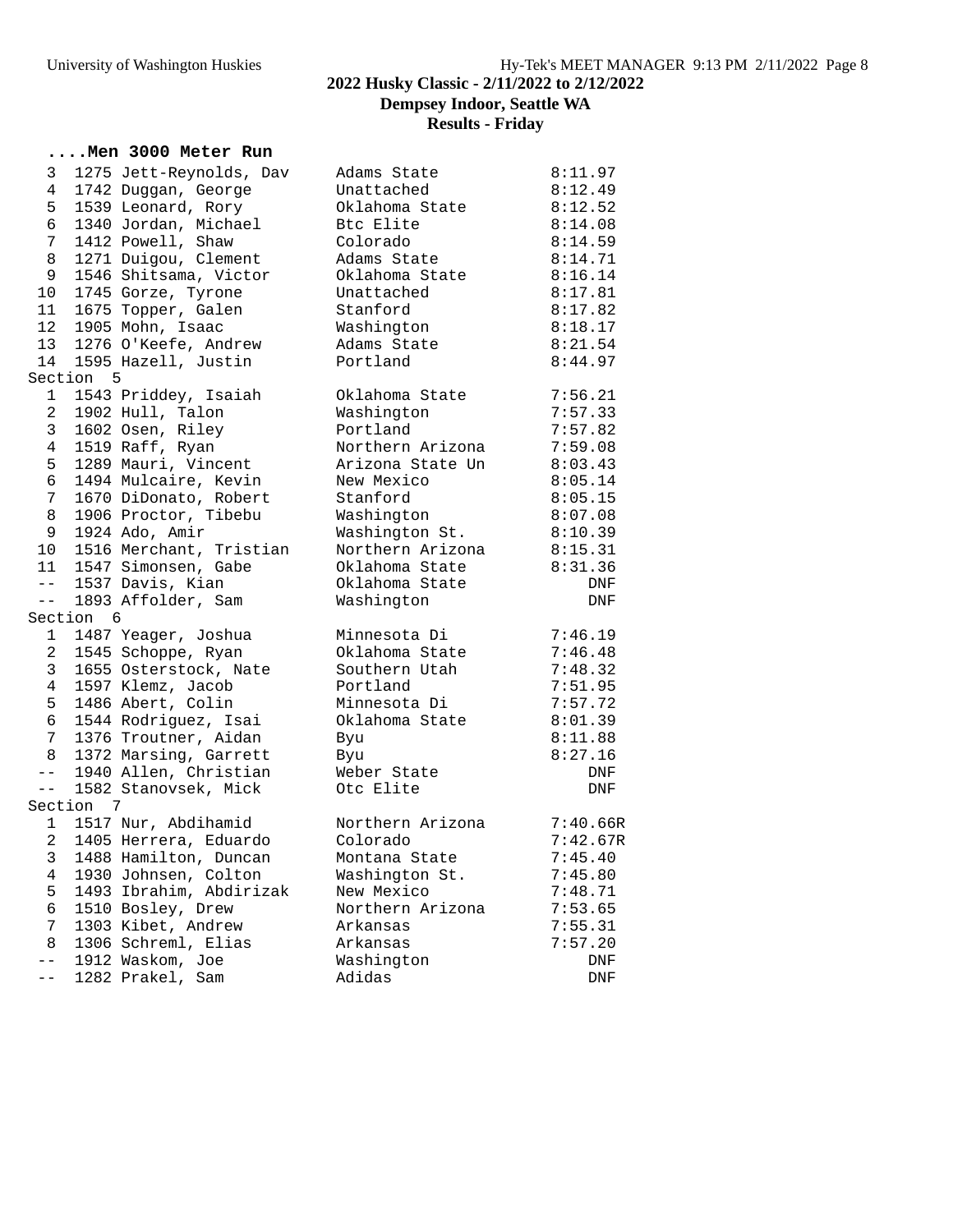## 2022 Husky Classic - 2/11/2022 to 2/12/2022

**Dempsey Indoor, Seattle WA**

**Results - Friday**

### ....Men 3000 Meter Run

| Place | No. | Name | Team | Time |
|---|---|---|---|---|
| 3 | 1275 | Jett-Reynolds, Dav | Adams State | 8:11.97 |
| 4 | 1742 | Duggan, George | Unattached | 8:12.49 |
| 5 | 1539 | Leonard, Rory | Oklahoma State | 8:12.52 |
| 6 | 1340 | Jordan, Michael | Btc Elite | 8:14.08 |
| 7 | 1412 | Powell, Shaw | Colorado | 8:14.59 |
| 8 | 1271 | Duigou, Clement | Adams State | 8:14.71 |
| 9 | 1546 | Shitsama, Victor | Oklahoma State | 8:16.14 |
| 10 | 1745 | Gorze, Tyrone | Unattached | 8:17.81 |
| 11 | 1675 | Topper, Galen | Stanford | 8:17.82 |
| 12 | 1905 | Mohn, Isaac | Washington | 8:18.17 |
| 13 | 1276 | O'Keefe, Andrew | Adams State | 8:21.54 |
| 14 | 1595 | Hazell, Justin | Portland | 8:44.97 |

**Section 5**

| Place | No. | Name | Team | Time |
|---|---|---|---|---|
| 1 | 1543 | Priddey, Isaiah | Oklahoma State | 7:56.21 |
| 2 | 1902 | Hull, Talon | Washington | 7:57.33 |
| 3 | 1602 | Osen, Riley | Portland | 7:57.82 |
| 4 | 1519 | Raff, Ryan | Northern Arizona | 7:59.08 |
| 5 | 1289 | Mauri, Vincent | Arizona State Un | 8:03.43 |
| 6 | 1494 | Mulcaire, Kevin | New Mexico | 8:05.14 |
| 7 | 1670 | DiDonato, Robert | Stanford | 8:05.15 |
| 8 | 1906 | Proctor, Tibebu | Washington | 8:07.08 |
| 9 | 1924 | Ado, Amir | Washington St. | 8:10.39 |
| 10 | 1516 | Merchant, Tristian | Northern Arizona | 8:15.31 |
| 11 | 1547 | Simonsen, Gabe | Oklahoma State | 8:31.36 |
| -- | 1537 | Davis, Kian | Oklahoma State | DNF |
| -- | 1893 | Affolder, Sam | Washington | DNF |

**Section 6**

| Place | No. | Name | Team | Time |
|---|---|---|---|---|
| 1 | 1487 | Yeager, Joshua | Minnesota Di | 7:46.19 |
| 2 | 1545 | Schoppe, Ryan | Oklahoma State | 7:46.48 |
| 3 | 1655 | Osterstock, Nate | Southern Utah | 7:48.32 |
| 4 | 1597 | Klemz, Jacob | Portland | 7:51.95 |
| 5 | 1486 | Abert, Colin | Minnesota Di | 7:57.72 |
| 6 | 1544 | Rodriguez, Isai | Oklahoma State | 8:01.39 |
| 7 | 1376 | Troutner, Aidan | Byu | 8:11.88 |
| 8 | 1372 | Marsing, Garrett | Byu | 8:27.16 |
| -- | 1940 | Allen, Christian | Weber State | DNF |
| -- | 1582 | Stanovsek, Mick | Otc Elite | DNF |

**Section 7**

| Place | No. | Name | Team | Time |
|---|---|---|---|---|
| 1 | 1517 | Nur, Abdihamid | Northern Arizona | 7:40.66R |
| 2 | 1405 | Herrera, Eduardo | Colorado | 7:42.67R |
| 3 | 1488 | Hamilton, Duncan | Montana State | 7:45.40 |
| 4 | 1930 | Johnsen, Colton | Washington St. | 7:45.80 |
| 5 | 1493 | Ibrahim, Abdirizak | New Mexico | 7:48.71 |
| 6 | 1510 | Bosley, Drew | Northern Arizona | 7:53.65 |
| 7 | 1303 | Kibet, Andrew | Arkansas | 7:55.31 |
| 8 | 1306 | Schreml, Elias | Arkansas | 7:57.20 |
| -- | 1912 | Waskom, Joe | Washington | DNF |
| -- | 1282 | Prakel, Sam | Adidas | DNF |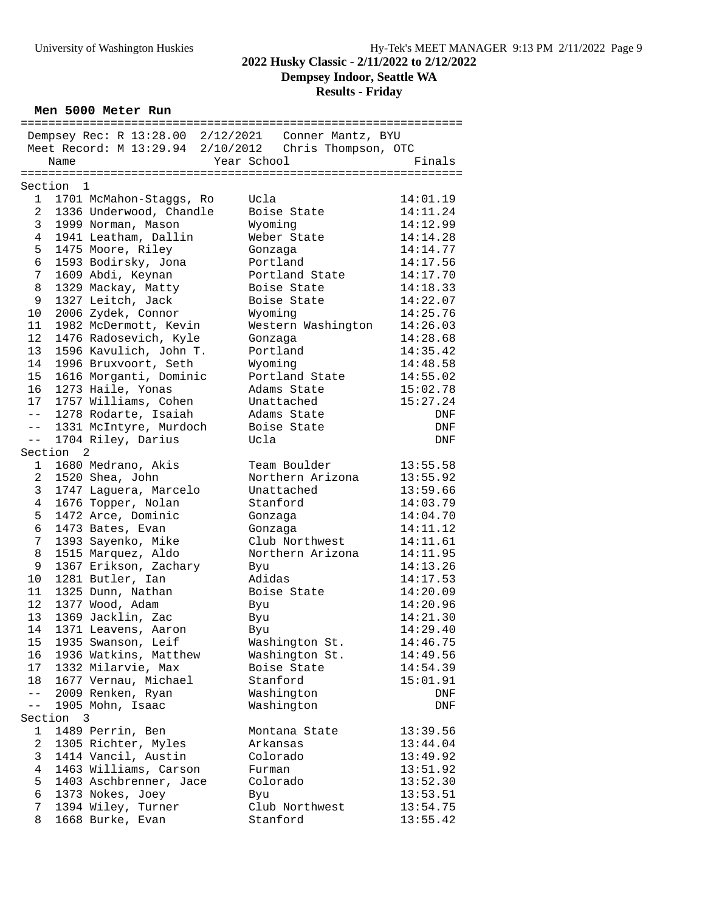# 2022 Husky Classic - 2/11/2022 to 2/12/2022

## Dempsey Indoor, Seattle WA

## Results - Friday

### Men 5000 Meter Run

Dempsey Rec: R 13:28.00 2/12/2021 Conner Mantz, BYU
Meet Record: M 13:29.94 2/10/2012 Chris Thompson, OTC

| Place | Name | Year | School | Finals |
|---|---|---|---|---|
| **Section 1** | | | | |
| 1 | 1701 McMahon-Staggs, Ro | | Ucla | 14:01.19 |
| 2 | 1336 Underwood, Chandle | | Boise State | 14:11.24 |
| 3 | 1999 Norman, Mason | | Wyoming | 14:12.99 |
| 4 | 1941 Leatham, Dallin | | Weber State | 14:14.28 |
| 5 | 1475 Moore, Riley | | Gonzaga | 14:14.77 |
| 6 | 1593 Bodirsky, Jona | | Portland | 14:17.56 |
| 7 | 1609 Abdi, Keynan | | Portland State | 14:17.70 |
| 8 | 1329 Mackay, Matty | | Boise State | 14:18.33 |
| 9 | 1327 Leitch, Jack | | Boise State | 14:22.07 |
| 10 | 2006 Zydek, Connor | | Wyoming | 14:25.76 |
| 11 | 1982 McDermott, Kevin | | Western Washington | 14:26.03 |
| 12 | 1476 Radosevich, Kyle | | Gonzaga | 14:28.68 |
| 13 | 1596 Kavulich, John T. | | Portland | 14:35.42 |
| 14 | 1996 Bruxvoort, Seth | | Wyoming | 14:48.58 |
| 15 | 1616 Morganti, Dominic | | Portland State | 14:55.02 |
| 16 | 1273 Haile, Yonas | | Adams State | 15:02.78 |
| 17 | 1757 Williams, Cohen | | Unattached | 15:27.24 |
| -- | 1278 Rodarte, Isaiah | | Adams State | DNF |
| -- | 1331 McIntyre, Murdoch | | Boise State | DNF |
| -- | 1704 Riley, Darius | | Ucla | DNF |
| **Section 2** | | | | |
| 1 | 1680 Medrano, Akis | | Team Boulder | 13:55.58 |
| 2 | 1520 Shea, John | | Northern Arizona | 13:55.92 |
| 3 | 1747 Laguera, Marcelo | | Unattached | 13:59.66 |
| 4 | 1676 Topper, Nolan | | Stanford | 14:03.79 |
| 5 | 1472 Arce, Dominic | | Gonzaga | 14:04.70 |
| 6 | 1473 Bates, Evan | | Gonzaga | 14:11.12 |
| 7 | 1393 Sayenko, Mike | | Club Northwest | 14:11.61 |
| 8 | 1515 Marquez, Aldo | | Northern Arizona | 14:11.95 |
| 9 | 1367 Erikson, Zachary | | Byu | 14:13.26 |
| 10 | 1281 Butler, Ian | | Adidas | 14:17.53 |
| 11 | 1325 Dunn, Nathan | | Boise State | 14:20.09 |
| 12 | 1377 Wood, Adam | | Byu | 14:20.96 |
| 13 | 1369 Jacklin, Zac | | Byu | 14:21.30 |
| 14 | 1371 Leavens, Aaron | | Byu | 14:29.40 |
| 15 | 1935 Swanson, Leif | | Washington St. | 14:46.75 |
| 16 | 1936 Watkins, Matthew | | Washington St. | 14:49.56 |
| 17 | 1332 Milarvie, Max | | Boise State | 14:54.39 |
| 18 | 1677 Vernau, Michael | | Stanford | 15:01.91 |
| -- | 2009 Renken, Ryan | | Washington | DNF |
| -- | 1905 Mohn, Isaac | | Washington | DNF |
| **Section 3** | | | | |
| 1 | 1489 Perrin, Ben | | Montana State | 13:39.56 |
| 2 | 1305 Richter, Myles | | Arkansas | 13:44.04 |
| 3 | 1414 Vancil, Austin | | Colorado | 13:49.92 |
| 4 | 1463 Williams, Carson | | Furman | 13:51.92 |
| 5 | 1403 Aschbrenner, Jace | | Colorado | 13:52.30 |
| 6 | 1373 Nokes, Joey | | Byu | 13:53.51 |
| 7 | 1394 Wiley, Turner | | Club Northwest | 13:54.75 |
| 8 | 1668 Burke, Evan | | Stanford | 13:55.42 |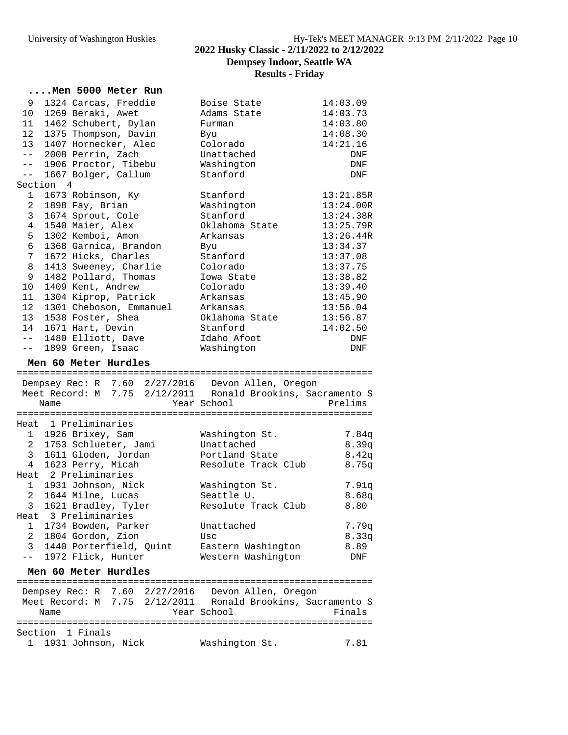## 2022 Husky Classic - 2/11/2022 to 2/12/2022

### Dempsey Indoor, Seattle WA

### Results - Friday

#### ....Men 5000 Meter Run

| Place | # | Name | School | Time |
|---|---|---|---|---|
| 9 | 1324 | Carcas, Freddie | Boise State | 14:03.09 |
| 10 | 1269 | Beraki, Awet | Adams State | 14:03.73 |
| 11 | 1462 | Schubert, Dylan | Furman | 14:03.80 |
| 12 | 1375 | Thompson, Davin | Byu | 14:08.30 |
| 13 | 1407 | Hornecker, Alec | Colorado | 14:21.16 |
| -- | 2008 | Perrin, Zach | Unattached | DNF |
| -- | 1906 | Proctor, Tibebu | Washington | DNF |
| -- | 1667 | Bolger, Callum | Stanford | DNF |

Section 4

| Place | # | Name | School | Time |
|---|---|---|---|---|
| 1 | 1673 | Robinson, Ky | Stanford | 13:21.85R |
| 2 | 1898 | Fay, Brian | Washington | 13:24.00R |
| 3 | 1674 | Sprout, Cole | Stanford | 13:24.38R |
| 4 | 1540 | Maier, Alex | Oklahoma State | 13:25.79R |
| 5 | 1302 | Kemboi, Amon | Arkansas | 13:26.44R |
| 6 | 1368 | Garnica, Brandon | Byu | 13:34.37 |
| 7 | 1672 | Hicks, Charles | Stanford | 13:37.08 |
| 8 | 1413 | Sweeney, Charlie | Colorado | 13:37.75 |
| 9 | 1482 | Pollard, Thomas | Iowa State | 13:38.82 |
| 10 | 1409 | Kent, Andrew | Colorado | 13:39.40 |
| 11 | 1304 | Kiprop, Patrick | Arkansas | 13:45.90 |
| 12 | 1301 | Cheboson, Emmanuel | Arkansas | 13:56.04 |
| 13 | 1538 | Foster, Shea | Oklahoma State | 13:56.87 |
| 14 | 1671 | Hart, Devin | Stanford | 14:02.50 |
| -- | 1480 | Elliott, Dave | Idaho Afoot | DNF |
| -- | 1899 | Green, Isaac | Washington | DNF |

#### Men 60 Meter Hurdles

Dempsey Rec: R 7.60 2/27/2016 Devon Allen, Oregon
Meet Record: M 7.75 2/12/2011 Ronald Brookins, Sacramento S

Heat 1 Preliminaries

| Place | # | Name | Year | School | Prelims |
|---|---|---|---|---|---|
| 1 | 1926 | Brixey, Sam | | Washington St. | 7.84q |
| 2 | 1753 | Schlueter, Jami | | Unattached | 8.39q |
| 3 | 1611 | Gloden, Jordan | | Portland State | 8.42q |
| 4 | 1623 | Perry, Micah | | Resolute Track Club | 8.75q |

Heat 2 Preliminaries

| Place | # | Name | Year | School | Prelims |
|---|---|---|---|---|---|
| 1 | 1931 | Johnson, Nick | | Washington St. | 7.91q |
| 2 | 1644 | Milne, Lucas | | Seattle U. | 8.68q |
| 3 | 1621 | Bradley, Tyler | | Resolute Track Club | 8.80 |

Heat 3 Preliminaries

| Place | # | Name | Year | School | Prelims |
|---|---|---|---|---|---|
| 1 | 1734 | Bowden, Parker | | Unattached | 7.79q |
| 2 | 1804 | Gordon, Zion | | Usc | 8.33q |
| 3 | 1440 | Porterfield, Quint | | Eastern Washington | 8.89 |
| -- | 1972 | Flick, Hunter | | Western Washington | DNF |

#### Men 60 Meter Hurdles

Dempsey Rec: R 7.60 2/27/2016 Devon Allen, Oregon
Meet Record: M 7.75 2/12/2011 Ronald Brookins, Sacramento S

Section 1 Finals

| Place | # | Name | Year | School | Finals |
|---|---|---|---|---|---|
| 1 | 1931 | Johnson, Nick | | Washington St. | 7.81 |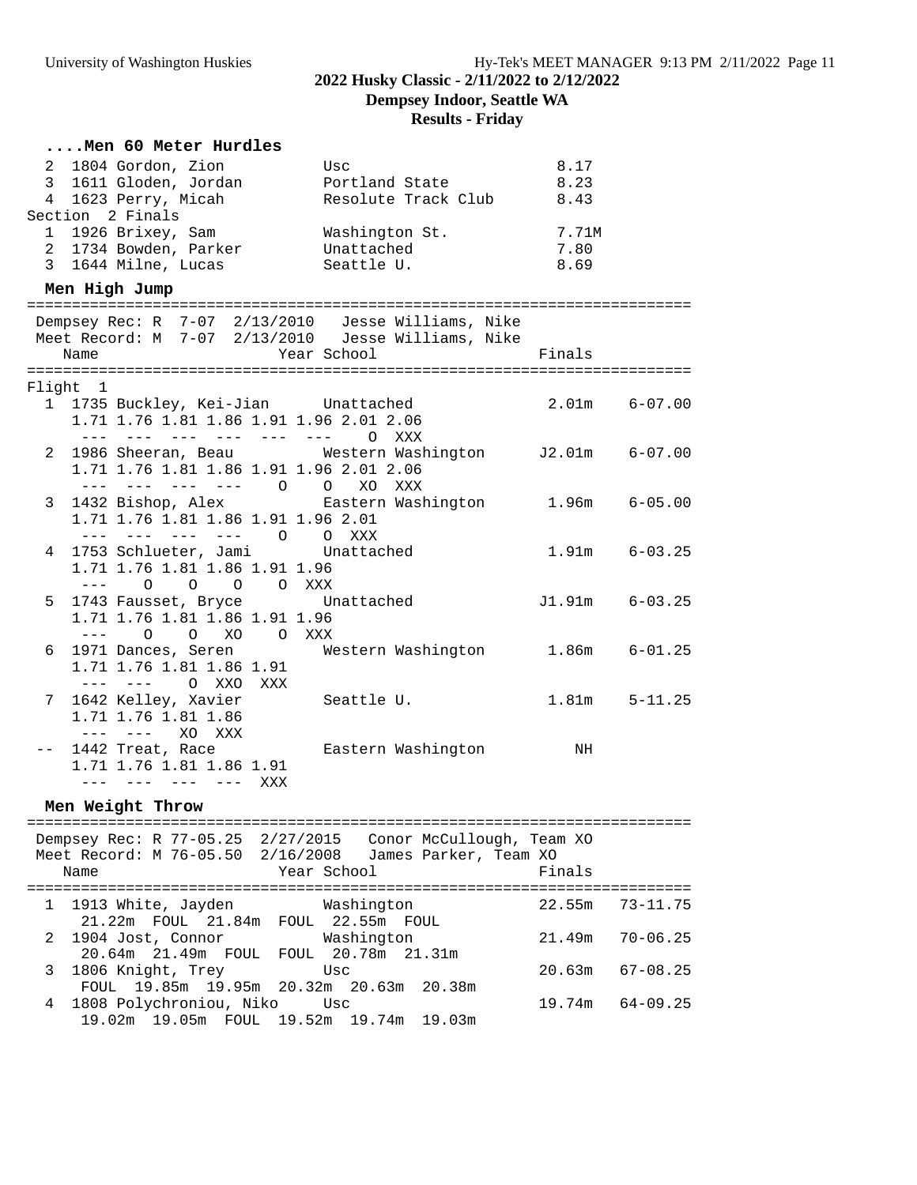## 2022 Husky Classic - 2/11/2022 to 2/12/2022

**Dempsey Indoor, Seattle WA**

**Results - Friday**

### ....Men 60 Meter Hurdles

```
  2  1804 Gordon, Zion           Usc                       8.17
  3  1611 Gloden, Jordan         Portland State            8.23
  4  1623 Perry, Micah           Resolute Track Club       8.43
Section  2 Finals
  1  1926 Brixey, Sam            Washington St.            7.71M
  2  1734 Bowden, Parker         Unattached                7.80
  3  1644 Milne, Lucas           Seattle U.                8.69
```

### Men High Jump

```
=========================================================================
 Dempsey Rec: R  7-07  2/13/2010   Jesse Williams, Nike
 Meet Record: M  7-07  2/13/2010   Jesse Williams, Nike
    Name                    Year School                  Finals
=========================================================================
Flight  1
  1 1735 Buckley, Kei-Jian      Unattached                2.01m    6-07.00
     1.71 1.76 1.81 1.86 1.91 1.96 2.01 2.06
      ---  ---  ---  ---  ---  ---    O  XXX
  2 1986 Sheeran, Beau          Western Washington       J2.01m    6-07.00
     1.71 1.76 1.81 1.86 1.91 1.96 2.01 2.06
      ---  ---  ---  ---    O    O   XO  XXX
  3 1432 Bishop, Alex           Eastern Washington        1.96m    6-05.00
     1.71 1.76 1.81 1.86 1.91 1.96 2.01
      ---  ---  ---  ---    O    O  XXX
  4 1753 Schlueter, Jami        Unattached                1.91m    6-03.25
     1.71 1.76 1.81 1.86 1.91 1.96
      ---    O    O    O    O  XXX
  5 1743 Fausset, Bryce         Unattached               J1.91m    6-03.25
     1.71 1.76 1.81 1.86 1.91 1.96
      ---    O    O   XO    O  XXX
  6 1971 Dances, Seren          Western Washington        1.86m    6-01.25
     1.71 1.76 1.81 1.86 1.91
      ---  ---    O  XXO  XXX
  7 1642 Kelley, Xavier         Seattle U.                1.81m    5-11.25
     1.71 1.76 1.81 1.86
      ---  ---   XO  XXX
 -- 1442 Treat, Race            Eastern Washington           NH
     1.71 1.76 1.81 1.86 1.91
      ---  ---  ---  ---  XXX
```

### Men Weight Throw

```
=========================================================================
 Dempsey Rec: R 77-05.25  2/27/2015   Conor McCullough, Team XO
 Meet Record: M 76-05.50  2/16/2008   James Parker, Team XO
    Name                    Year School                  Finals
=========================================================================
  1 1913 White, Jayden          Washington               22.55m   73-11.75
     21.22m  FOUL  21.84m  FOUL  22.55m  FOUL
  2 1904 Jost, Connor           Washington               21.49m   70-06.25
     20.64m  21.49m  FOUL  FOUL  20.78m  21.31m
  3 1806 Knight, Trey           Usc                      20.63m   67-08.25
     FOUL  19.85m  19.95m  20.32m  20.63m  20.38m
  4 1808 Polychroniou, Niko     Usc                      19.74m   64-09.25
     19.02m  19.05m  FOUL  19.52m  19.74m  19.03m
```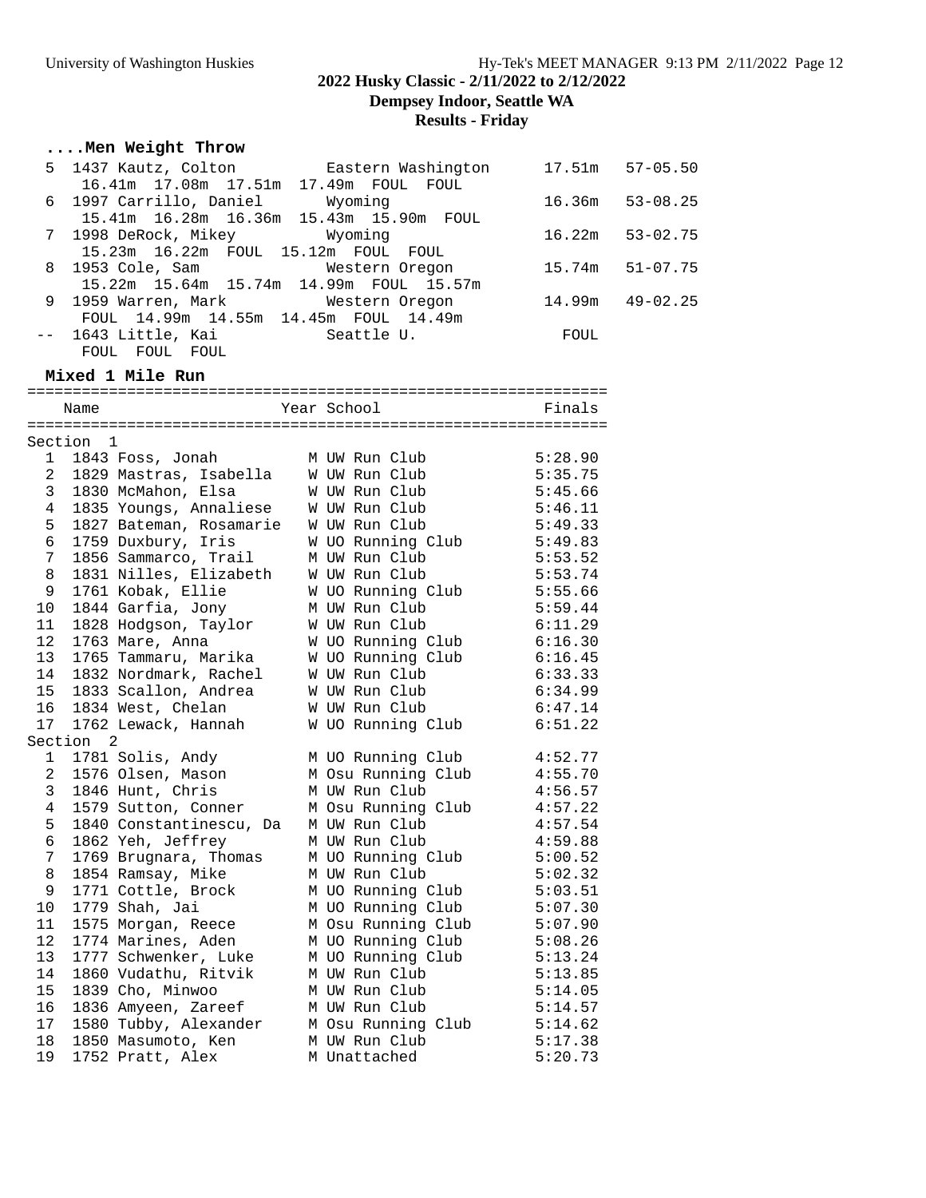## 2022 Husky Classic - 2/11/2022 to 2/12/2022
### Dempsey Indoor, Seattle WA
### Results - Friday

#### ....Men Weight Throw

```
  5 1437 Kautz, Colton          Eastern Washington      17.51m   57-05.50
     16.41m  17.08m  17.51m  17.49m  FOUL  FOUL
  6 1997 Carrillo, Daniel       Wyoming                 16.36m   53-08.25
     15.41m  16.28m  16.36m  15.43m  15.90m  FOUL
  7 1998 DeRock, Mikey          Wyoming                 16.22m   53-02.75
     15.23m  16.22m  FOUL  15.12m  FOUL  FOUL
  8 1953 Cole, Sam              Western Oregon          15.74m   51-07.75
     15.22m  15.64m  15.74m  14.99m  FOUL  15.57m
  9 1959 Warren, Mark           Western Oregon          14.99m   49-02.25
     FOUL  14.99m  14.55m  14.45m  FOUL  14.49m
 -- 1643 Little, Kai            Seattle U.                FOUL
     FOUL  FOUL  FOUL
```

#### Mixed 1 Mile Run

| Place | Name | Year | School | Finals |
|---|---|---|---|---|
| **Section 1** | | | | |
| 1 | 1843 Foss, Jonah | M | UW Run Club | 5:28.90 |
| 2 | 1829 Mastras, Isabella | W | UW Run Club | 5:35.75 |
| 3 | 1830 McMahon, Elsa | W | UW Run Club | 5:45.66 |
| 4 | 1835 Youngs, Annaliese | W | UW Run Club | 5:46.11 |
| 5 | 1827 Bateman, Rosamarie | W | UW Run Club | 5:49.33 |
| 6 | 1759 Duxbury, Iris | W | UO Running Club | 5:49.83 |
| 7 | 1856 Sammarco, Trail | M | UW Run Club | 5:53.52 |
| 8 | 1831 Nilles, Elizabeth | W | UW Run Club | 5:53.74 |
| 9 | 1761 Kobak, Ellie | W | UO Running Club | 5:55.66 |
| 10 | 1844 Garfia, Jony | M | UW Run Club | 5:59.44 |
| 11 | 1828 Hodgson, Taylor | W | UW Run Club | 6:11.29 |
| 12 | 1763 Mare, Anna | W | UO Running Club | 6:16.30 |
| 13 | 1765 Tammaru, Marika | W | UO Running Club | 6:16.45 |
| 14 | 1832 Nordmark, Rachel | W | UW Run Club | 6:33.33 |
| 15 | 1833 Scallon, Andrea | W | UW Run Club | 6:34.99 |
| 16 | 1834 West, Chelan | W | UW Run Club | 6:47.14 |
| 17 | 1762 Lewack, Hannah | W | UO Running Club | 6:51.22 |
| **Section 2** | | | | |
| 1 | 1781 Solis, Andy | M | UO Running Club | 4:52.77 |
| 2 | 1576 Olsen, Mason | M | Osu Running Club | 4:55.70 |
| 3 | 1846 Hunt, Chris | M | UW Run Club | 4:56.57 |
| 4 | 1579 Sutton, Conner | M | Osu Running Club | 4:57.22 |
| 5 | 1840 Constantinescu, Da | M | UW Run Club | 4:57.54 |
| 6 | 1862 Yeh, Jeffrey | M | UW Run Club | 4:59.88 |
| 7 | 1769 Brugnara, Thomas | M | UO Running Club | 5:00.52 |
| 8 | 1854 Ramsay, Mike | M | UW Run Club | 5:02.32 |
| 9 | 1771 Cottle, Brock | M | UO Running Club | 5:03.51 |
| 10 | 1779 Shah, Jai | M | UO Running Club | 5:07.30 |
| 11 | 1575 Morgan, Reece | M | Osu Running Club | 5:07.90 |
| 12 | 1774 Marines, Aden | M | UO Running Club | 5:08.26 |
| 13 | 1777 Schwenker, Luke | M | UO Running Club | 5:13.24 |
| 14 | 1860 Vudathu, Ritvik | M | UW Run Club | 5:13.85 |
| 15 | 1839 Cho, Minwoo | M | UW Run Club | 5:14.05 |
| 16 | 1836 Amyeen, Zareef | M | UW Run Club | 5:14.57 |
| 17 | 1580 Tubby, Alexander | M | Osu Running Club | 5:14.62 |
| 18 | 1850 Masumoto, Ken | M | UW Run Club | 5:17.38 |
| 19 | 1752 Pratt, Alex | M | Unattached | 5:20.73 |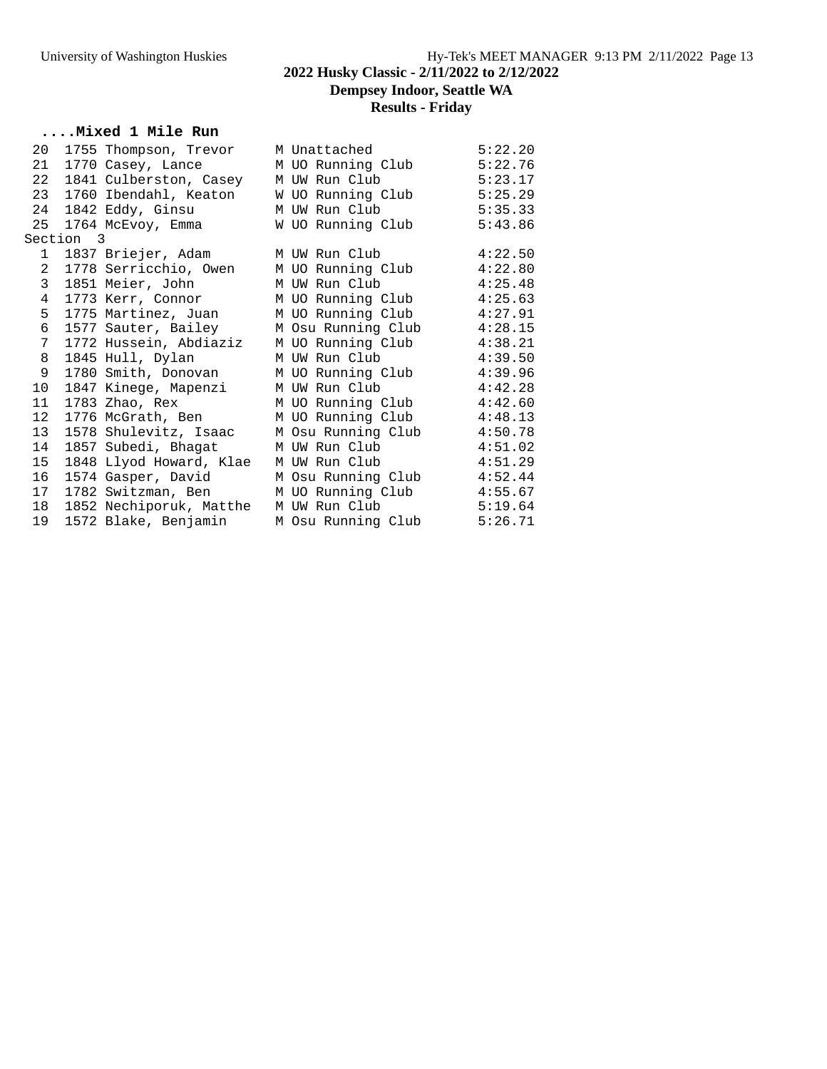## 2022 Husky Classic - 2/11/2022 to 2/12/2022

**Dempsey Indoor, Seattle WA**

**Results - Friday**

### ....Mixed 1 Mile Run

| | | | | | |
|---|---|---|---|---|---|
| 20 | 1755 | Thompson, Trevor | M | Unattached | 5:22.20 |
| 21 | 1770 | Casey, Lance | M | UO Running Club | 5:22.76 |
| 22 | 1841 | Culberston, Casey | M | UW Run Club | 5:23.17 |
| 23 | 1760 | Ibendahl, Keaton | W | UO Running Club | 5:25.29 |
| 24 | 1842 | Eddy, Ginsu | M | UW Run Club | 5:35.33 |
| 25 | 1764 | McEvoy, Emma | W | UO Running Club | 5:43.86 |

Section 3

| | | | | | |
|---|---|---|---|---|---|
| 1 | 1837 | Briejer, Adam | M | UW Run Club | 4:22.50 |
| 2 | 1778 | Serricchio, Owen | M | UO Running Club | 4:22.80 |
| 3 | 1851 | Meier, John | M | UW Run Club | 4:25.48 |
| 4 | 1773 | Kerr, Connor | M | UO Running Club | 4:25.63 |
| 5 | 1775 | Martinez, Juan | M | UO Running Club | 4:27.91 |
| 6 | 1577 | Sauter, Bailey | M | Osu Running Club | 4:28.15 |
| 7 | 1772 | Hussein, Abdiaziz | M | UO Running Club | 4:38.21 |
| 8 | 1845 | Hull, Dylan | M | UW Run Club | 4:39.50 |
| 9 | 1780 | Smith, Donovan | M | UO Running Club | 4:39.96 |
| 10 | 1847 | Kinege, Mapenzi | M | UW Run Club | 4:42.28 |
| 11 | 1783 | Zhao, Rex | M | UO Running Club | 4:42.60 |
| 12 | 1776 | McGrath, Ben | M | UO Running Club | 4:48.13 |
| 13 | 1578 | Shulevitz, Isaac | M | Osu Running Club | 4:50.78 |
| 14 | 1857 | Subedi, Bhagat | M | UW Run Club | 4:51.02 |
| 15 | 1848 | Llyod Howard, Klae | M | UW Run Club | 4:51.29 |
| 16 | 1574 | Gasper, David | M | Osu Running Club | 4:52.44 |
| 17 | 1782 | Switzman, Ben | M | UO Running Club | 4:55.67 |
| 18 | 1852 | Nechiporuk, Matthe | M | UW Run Club | 5:19.64 |
| 19 | 1572 | Blake, Benjamin | M | Osu Running Club | 5:26.71 |